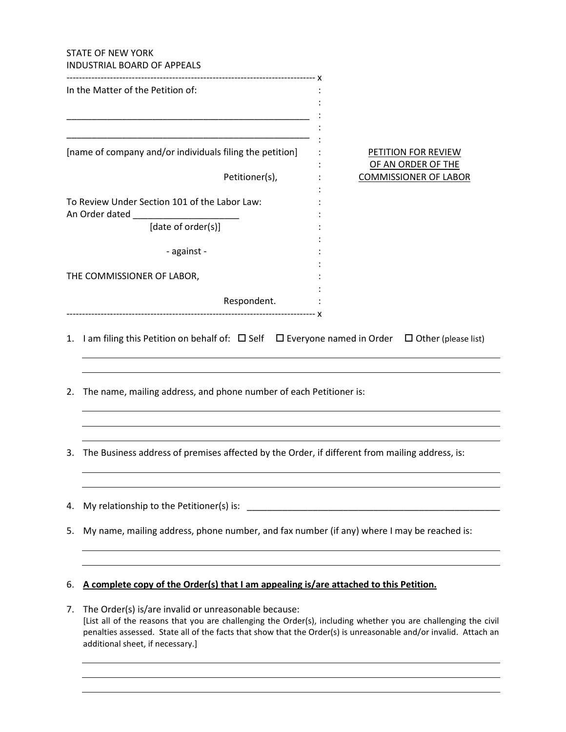STATE OF NEW YORK
INDUSTRIAL BOARD OF APPEALS

---

In the Matter of the Petition of:

\_\_\_\_\_\_\_\_\_\_\_\_\_\_\_\_\_\_\_\_\_\_\_\_\_\_\_\_\_\_\_\_\_\_\_\_\_\_\_\_\_\_\_\_\_\_\_\_

\_\_\_\_\_\_\_\_\_\_\_\_\_\_\_\_\_\_\_\_\_\_\_\_\_\_\_\_\_\_\_\_\_\_\_\_\_\_\_\_\_\_\_\_\_\_\_\_

[name of company and/or individuals filing the petition]

Petitioner(s),

To Review Under Section 101 of the Labor Law:
An Order dated \_\_\_\_\_\_\_\_\_\_\_\_\_\_\_\_\_\_\_\_\_
[date of order(s)]

\- against -

THE COMMISSIONER OF LABOR,

Respondent.

---

PETITION FOR REVIEW OF AN ORDER OF THE COMMISSIONER OF LABOR

1. I am filing this Petition on behalf of: ☐ Self ☐ Everyone named in Order ☐ Other (please list)

\_\_\_\_\_\_\_\_\_\_\_\_\_\_\_\_\_\_\_\_\_\_\_\_\_\_\_\_\_\_\_\_\_\_\_\_\_\_\_\_\_\_\_\_\_\_\_\_\_\_\_\_\_\_\_\_\_\_\_\_\_\_\_\_\_\_\_\_\_\_\_\_\_\_\_\_\_\_

\_\_\_\_\_\_\_\_\_\_\_\_\_\_\_\_\_\_\_\_\_\_\_\_\_\_\_\_\_\_\_\_\_\_\_\_\_\_\_\_\_\_\_\_\_\_\_\_\_\_\_\_\_\_\_\_\_\_\_\_\_\_\_\_\_\_\_\_\_\_\_\_\_\_\_\_\_\_

2. The name, mailing address, and phone number of each Petitioner is:

\_\_\_\_\_\_\_\_\_\_\_\_\_\_\_\_\_\_\_\_\_\_\_\_\_\_\_\_\_\_\_\_\_\_\_\_\_\_\_\_\_\_\_\_\_\_\_\_\_\_\_\_\_\_\_\_\_\_\_\_\_\_\_\_\_\_\_\_\_\_\_\_\_\_\_\_\_\_

\_\_\_\_\_\_\_\_\_\_\_\_\_\_\_\_\_\_\_\_\_\_\_\_\_\_\_\_\_\_\_\_\_\_\_\_\_\_\_\_\_\_\_\_\_\_\_\_\_\_\_\_\_\_\_\_\_\_\_\_\_\_\_\_\_\_\_\_\_\_\_\_\_\_\_\_\_\_

\_\_\_\_\_\_\_\_\_\_\_\_\_\_\_\_\_\_\_\_\_\_\_\_\_\_\_\_\_\_\_\_\_\_\_\_\_\_\_\_\_\_\_\_\_\_\_\_\_\_\_\_\_\_\_\_\_\_\_\_\_\_\_\_\_\_\_\_\_\_\_\_\_\_\_\_\_\_

3. The Business address of premises affected by the Order, if different from mailing address, is:

\_\_\_\_\_\_\_\_\_\_\_\_\_\_\_\_\_\_\_\_\_\_\_\_\_\_\_\_\_\_\_\_\_\_\_\_\_\_\_\_\_\_\_\_\_\_\_\_\_\_\_\_\_\_\_\_\_\_\_\_\_\_\_\_\_\_\_\_\_\_\_\_\_\_\_\_\_\_

\_\_\_\_\_\_\_\_\_\_\_\_\_\_\_\_\_\_\_\_\_\_\_\_\_\_\_\_\_\_\_\_\_\_\_\_\_\_\_\_\_\_\_\_\_\_\_\_\_\_\_\_\_\_\_\_\_\_\_\_\_\_\_\_\_\_\_\_\_\_\_\_\_\_\_\_\_\_

4. My relationship to the Petitioner(s) is: \_\_\_\_\_\_\_\_\_\_\_\_\_\_\_\_\_\_\_\_\_\_\_\_\_\_\_\_\_\_\_\_\_\_\_\_\_\_\_\_\_\_\_\_\_\_\_\_\_\_\_\_

5. My name, mailing address, phone number, and fax number (if any) where I may be reached is:

\_\_\_\_\_\_\_\_\_\_\_\_\_\_\_\_\_\_\_\_\_\_\_\_\_\_\_\_\_\_\_\_\_\_\_\_\_\_\_\_\_\_\_\_\_\_\_\_\_\_\_\_\_\_\_\_\_\_\_\_\_\_\_\_\_\_\_\_\_\_\_\_\_\_\_\_\_\_

\_\_\_\_\_\_\_\_\_\_\_\_\_\_\_\_\_\_\_\_\_\_\_\_\_\_\_\_\_\_\_\_\_\_\_\_\_\_\_\_\_\_\_\_\_\_\_\_\_\_\_\_\_\_\_\_\_\_\_\_\_\_\_\_\_\_\_\_\_\_\_\_\_\_\_\_\_\_

6. **A complete copy of the Order(s) that I am appealing is/are attached to this Petition.**

7. The Order(s) is/are invalid or unreasonable because:
[List all of the reasons that you are challenging the Order(s), including whether you are challenging the civil penalties assessed. State all of the facts that show that the Order(s) is unreasonable and/or invalid. Attach an additional sheet, if necessary.]

\_\_\_\_\_\_\_\_\_\_\_\_\_\_\_\_\_\_\_\_\_\_\_\_\_\_\_\_\_\_\_\_\_\_\_\_\_\_\_\_\_\_\_\_\_\_\_\_\_\_\_\_\_\_\_\_\_\_\_\_\_\_\_\_\_\_\_\_\_\_\_\_\_\_\_\_\_\_

\_\_\_\_\_\_\_\_\_\_\_\_\_\_\_\_\_\_\_\_\_\_\_\_\_\_\_\_\_\_\_\_\_\_\_\_\_\_\_\_\_\_\_\_\_\_\_\_\_\_\_\_\_\_\_\_\_\_\_\_\_\_\_\_\_\_\_\_\_\_\_\_\_\_\_\_\_\_

\_\_\_\_\_\_\_\_\_\_\_\_\_\_\_\_\_\_\_\_\_\_\_\_\_\_\_\_\_\_\_\_\_\_\_\_\_\_\_\_\_\_\_\_\_\_\_\_\_\_\_\_\_\_\_\_\_\_\_\_\_\_\_\_\_\_\_\_\_\_\_\_\_\_\_\_\_\_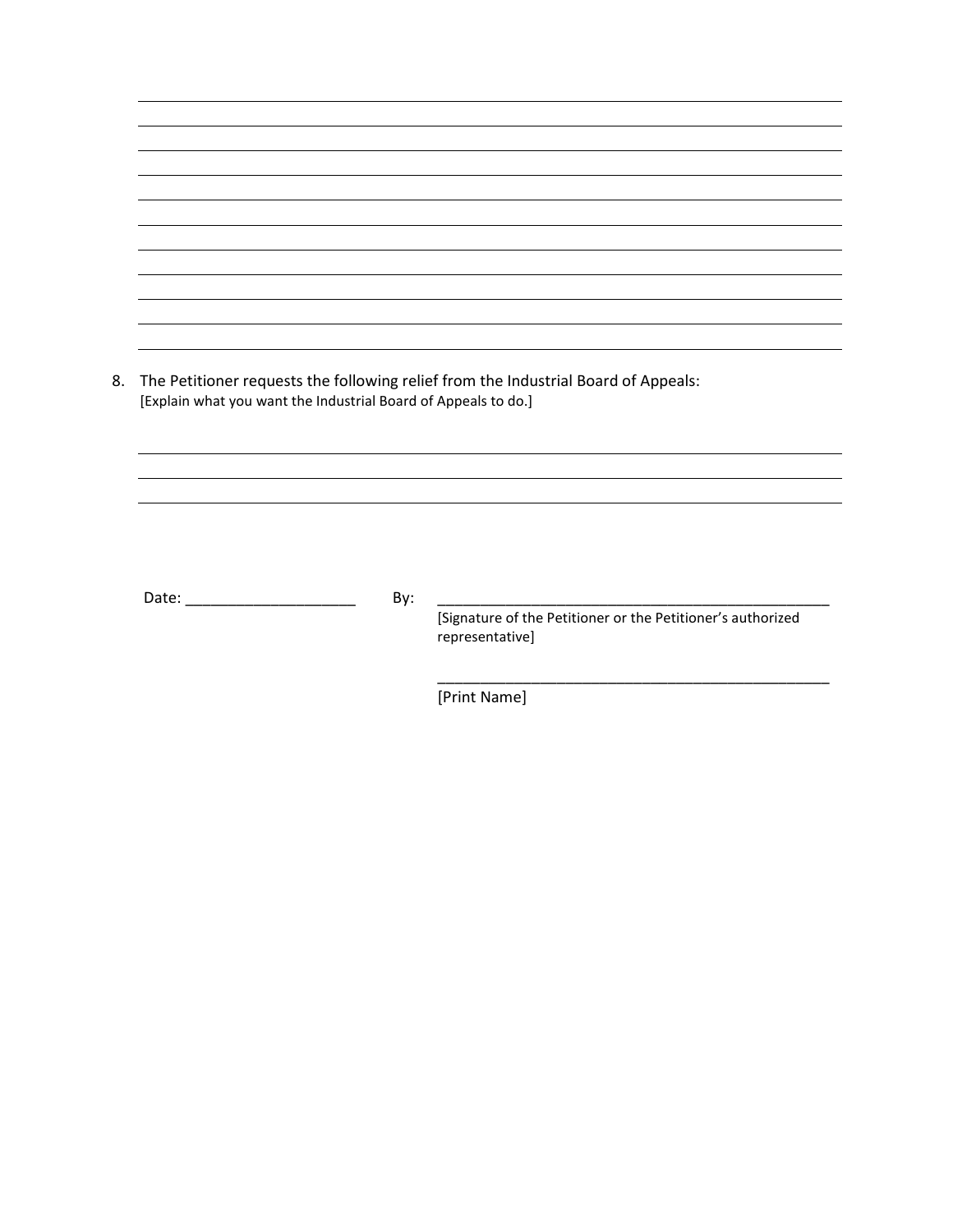8. The Petitioner requests the following relief from the Industrial Board of Appeals:
   [Explain what you want the Industrial Board of Appeals to do.]

Date: ____________________ By: ________________________________________________

[Signature of the Petitioner or the Petitioner's authorized representative]

________________________________________________

[Print Name]